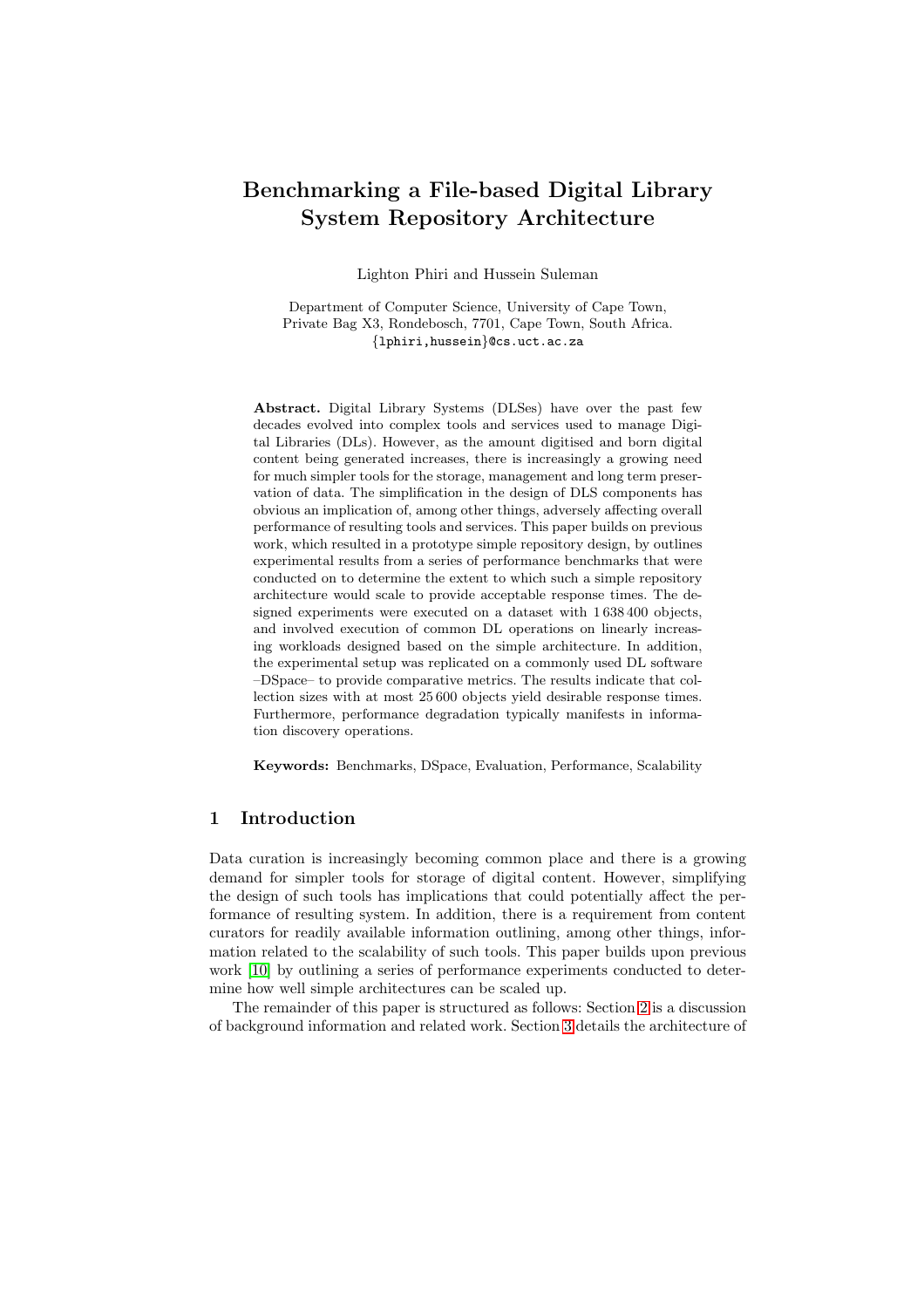# Benchmarking a File-based Digital Library System Repository Architecture

Lighton Phiri and Hussein Suleman

Department of Computer Science, University of Cape Town,
Private Bag X3, Rondebosch, 7701, Cape Town, South Africa.
{lphiri,hussein}@cs.uct.ac.za

**Abstract.** Digital Library Systems (DLSes) have over the past few decades evolved into complex tools and services used to manage Digital Libraries (DLs). However, as the amount digitised and born digital content being generated increases, there is increasingly a growing need for much simpler tools for the storage, management and long term preservation of data. The simplification in the design of DLS components has obvious an implication of, among other things, adversely affecting overall performance of resulting tools and services. This paper builds on previous work, which resulted in a prototype simple repository design, by outlines experimental results from a series of performance benchmarks that were conducted on to determine the extent to which such a simple repository architecture would scale to provide acceptable response times. The designed experiments were executed on a dataset with 1 638 400 objects, and involved execution of common DL operations on linearly increasing workloads designed based on the simple architecture. In addition, the experimental setup was replicated on a commonly used DL software –DSpace– to provide comparative metrics. The results indicate that collection sizes with at most 25 600 objects yield desirable response times. Furthermore, performance degradation typically manifests in information discovery operations.

**Keywords:** Benchmarks, DSpace, Evaluation, Performance, Scalability

## 1 Introduction

Data curation is increasingly becoming common place and there is a growing demand for simpler tools for storage of digital content. However, simplifying the design of such tools has implications that could potentially affect the performance of resulting system. In addition, there is a requirement from content curators for readily available information outlining, among other things, information related to the scalability of such tools. This paper builds upon previous work [10] by outlining a series of performance experiments conducted to determine how well simple architectures can be scaled up.

The remainder of this paper is structured as follows: Section 2 is a discussion of background information and related work. Section 3 details the architecture of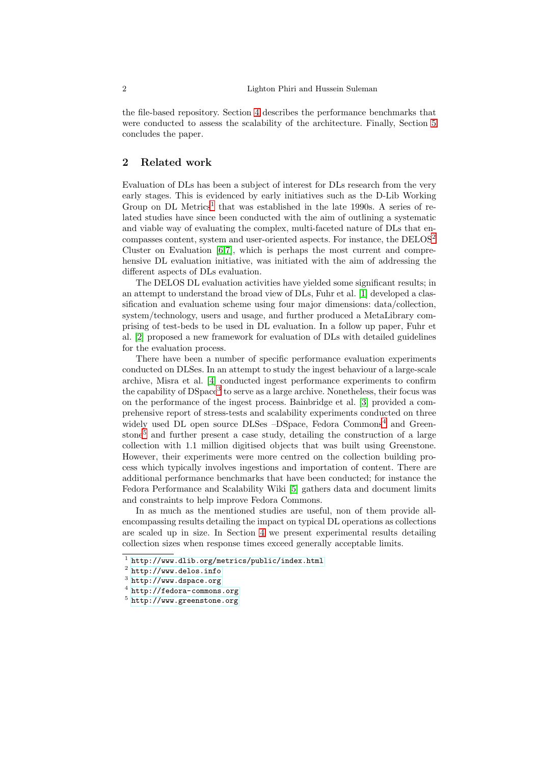the file-based repository. Section 4 describes the performance benchmarks that were conducted to assess the scalability of the architecture. Finally, Section 5 concludes the paper.

## 2 Related work

Evaluation of DLs has been a subject of interest for DLs research from the very early stages. This is evidenced by early initiatives such as the D-Lib Working Group on DL Metrics[1] that was established in the late 1990s. A series of related studies have since been conducted with the aim of outlining a systematic and viable way of evaluating the complex, multi-faceted nature of DLs that encompasses content, system and user-oriented aspects. For instance, the DELOS[2] Cluster on Evaluation [6,7], which is perhaps the most current and comprehensive DL evaluation initiative, was initiated with the aim of addressing the different aspects of DLs evaluation.

The DELOS DL evaluation activities have yielded some significant results; in an attempt to understand the broad view of DLs, Fuhr et al. [1] developed a classification and evaluation scheme using four major dimensions: data/collection, system/technology, users and usage, and further produced a MetaLibrary comprising of test-beds to be used in DL evaluation. In a follow up paper, Fuhr et al. [2] proposed a new framework for evaluation of DLs with detailed guidelines for the evaluation process.

There have been a number of specific performance evaluation experiments conducted on DLSes. In an attempt to study the ingest behaviour of a large-scale archive, Misra et al. [4] conducted ingest performance experiments to confirm the capability of DSpace[3] to serve as a large archive. Nonetheless, their focus was on the performance of the ingest process. Bainbridge et al. [3] provided a comprehensive report of stress-tests and scalability experiments conducted on three widely used DL open source DLSes –DSpace, Fedora Commons[4] and Greenstone[5] and further present a case study, detailing the construction of a large collection with 1.1 million digitised objects that was built using Greenstone. However, their experiments were more centred on the collection building process which typically involves ingestions and importation of content. There are additional performance benchmarks that have been conducted; for instance the Fedora Performance and Scalability Wiki [5] gathers data and document limits and constraints to help improve Fedora Commons.

In as much as the mentioned studies are useful, non of them provide all-encompassing results detailing the impact on typical DL operations as collections are scaled up in size. In Section 4 we present experimental results detailing collection sizes when response times exceed generally acceptable limits.

---

[1] http://www.dlib.org/metrics/public/index.html

[2] http://www.delos.info

[3] http://www.dspace.org

[4] http://fedora-commons.org

[5] http://www.greenstone.org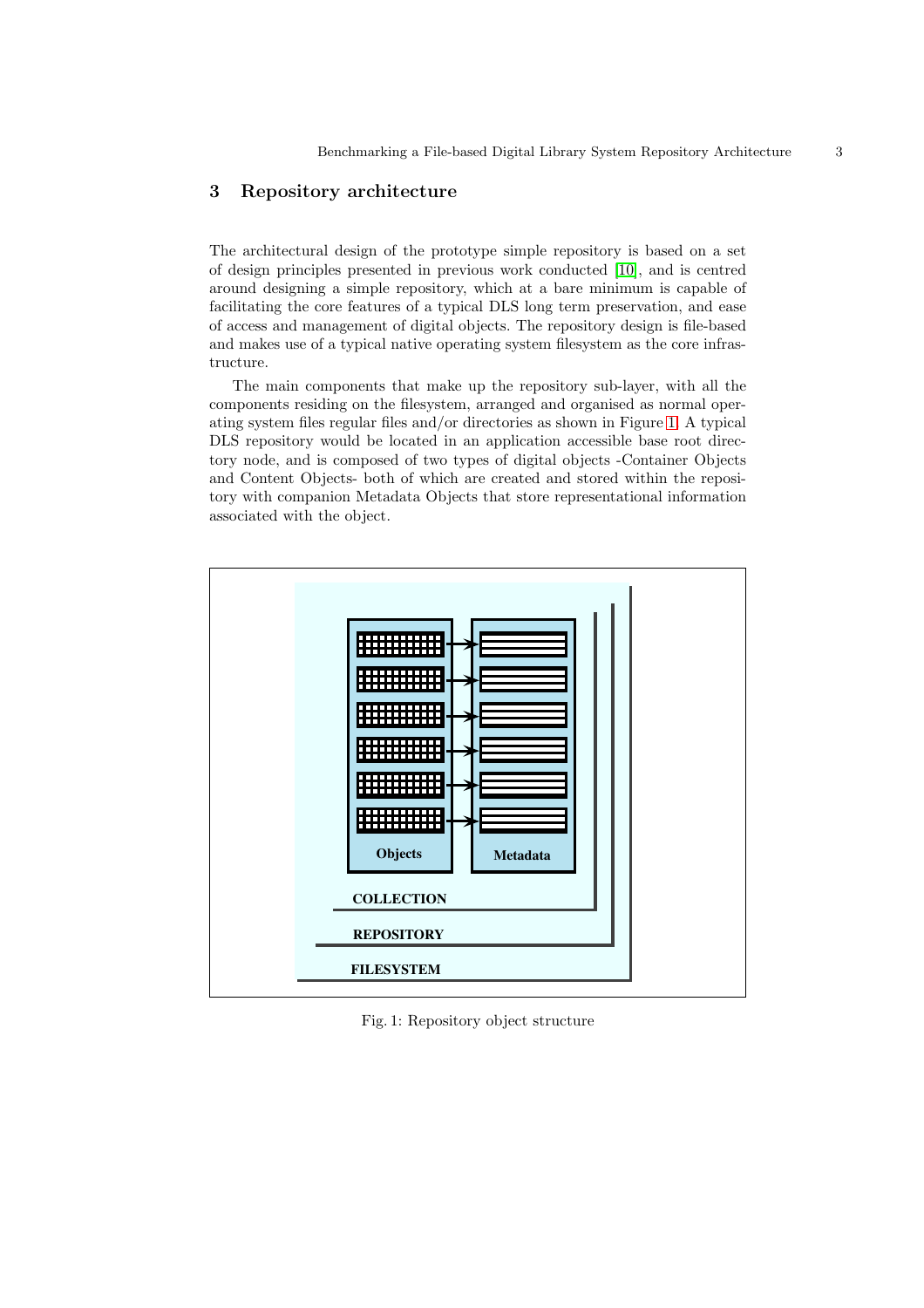## 3 Repository architecture

The architectural design of the prototype simple repository is based on a set of design principles presented in previous work conducted [10], and is centred around designing a simple repository, which at a bare minimum is capable of facilitating the core features of a typical DLS long term preservation, and ease of access and management of digital objects. The repository design is file-based and makes use of a typical native operating system filesystem as the core infrastructure.

The main components that make up the repository sub-layer, with all the components residing on the filesystem, arranged and organised as normal operating system files regular files and/or directories as shown in Figure 1. A typical DLS repository would be located in an application accessible base root directory node, and is composed of two types of digital objects -Container Objects and Content Objects- both of which are created and stored within the repository with companion Metadata Objects that store representational information associated with the object.

Fig. 1: Repository object structure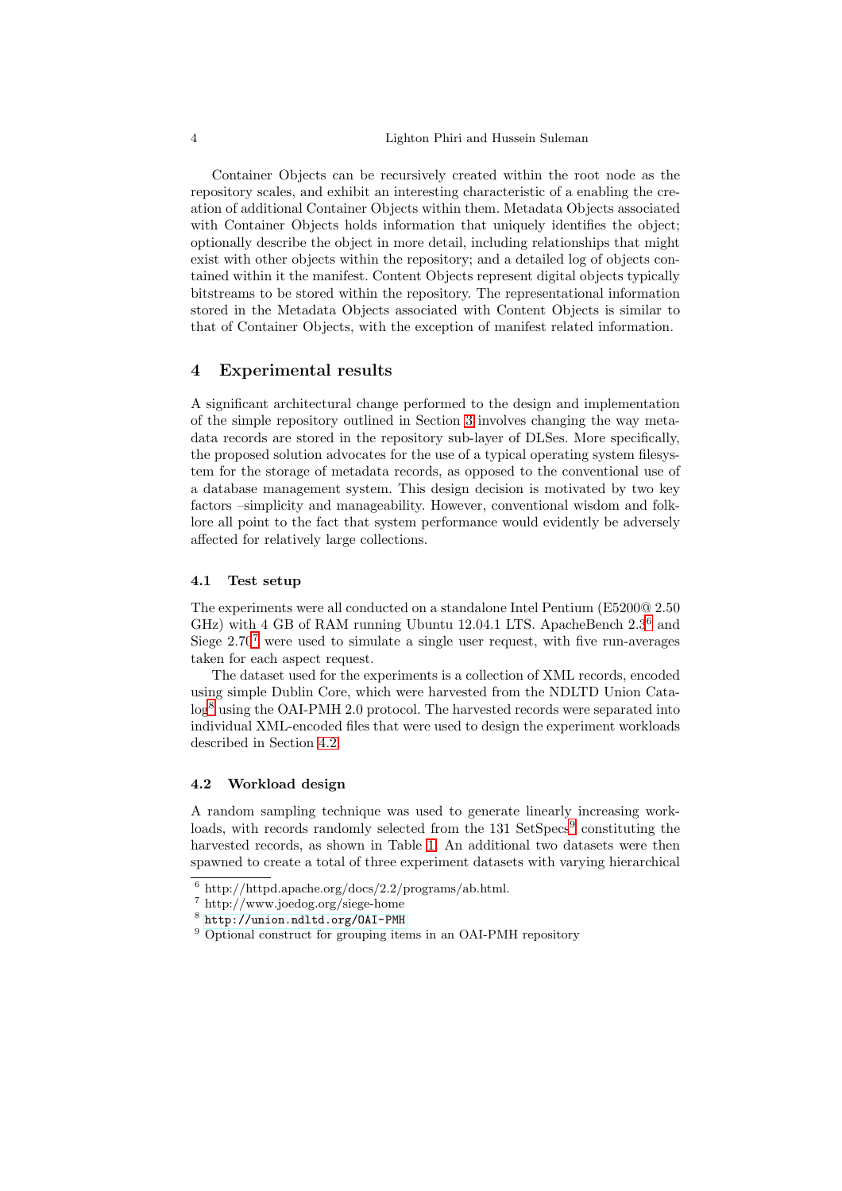Container Objects can be recursively created within the root node as the repository scales, and exhibit an interesting characteristic of a enabling the creation of additional Container Objects within them. Metadata Objects associated with Container Objects holds information that uniquely identifies the object; optionally describe the object in more detail, including relationships that might exist with other objects within the repository; and a detailed log of objects contained within it the manifest. Content Objects represent digital objects typically bitstreams to be stored within the repository. The representational information stored in the Metadata Objects associated with Content Objects is similar to that of Container Objects, with the exception of manifest related information.

## 4 Experimental results

A significant architectural change performed to the design and implementation of the simple repository outlined in Section 3 involves changing the way metadata records are stored in the repository sub-layer of DLSes. More specifically, the proposed solution advocates for the use of a typical operating system filesystem for the storage of metadata records, as opposed to the conventional use of a database management system. This design decision is motivated by two key factors –simplicity and manageability. However, conventional wisdom and folklore all point to the fact that system performance would evidently be adversely affected for relatively large collections.

### 4.1 Test setup

The experiments were all conducted on a standalone Intel Pentium (E5200@ 2.50 GHz) with 4 GB of RAM running Ubuntu 12.04.1 LTS. ApacheBench 2.3[6] and Siege 2.70[7] were used to simulate a single user request, with five run-averages taken for each aspect request.

The dataset used for the experiments is a collection of XML records, encoded using simple Dublin Core, which were harvested from the NDLTD Union Catalog[8] using the OAI-PMH 2.0 protocol. The harvested records were separated into individual XML-encoded files that were used to design the experiment workloads described in Section 4.2.

### 4.2 Workload design

A random sampling technique was used to generate linearly increasing workloads, with records randomly selected from the 131 SetSpecs[9] constituting the harvested records, as shown in Table 1. An additional two datasets were then spawned to create a total of three experiment datasets with varying hierarchical

---

[6] http://httpd.apache.org/docs/2.2/programs/ab.html.

[7] http://www.joedog.org/siege-home

[8] http://union.ndltd.org/OAI-PMH

[9] Optional construct for grouping items in an OAI-PMH repository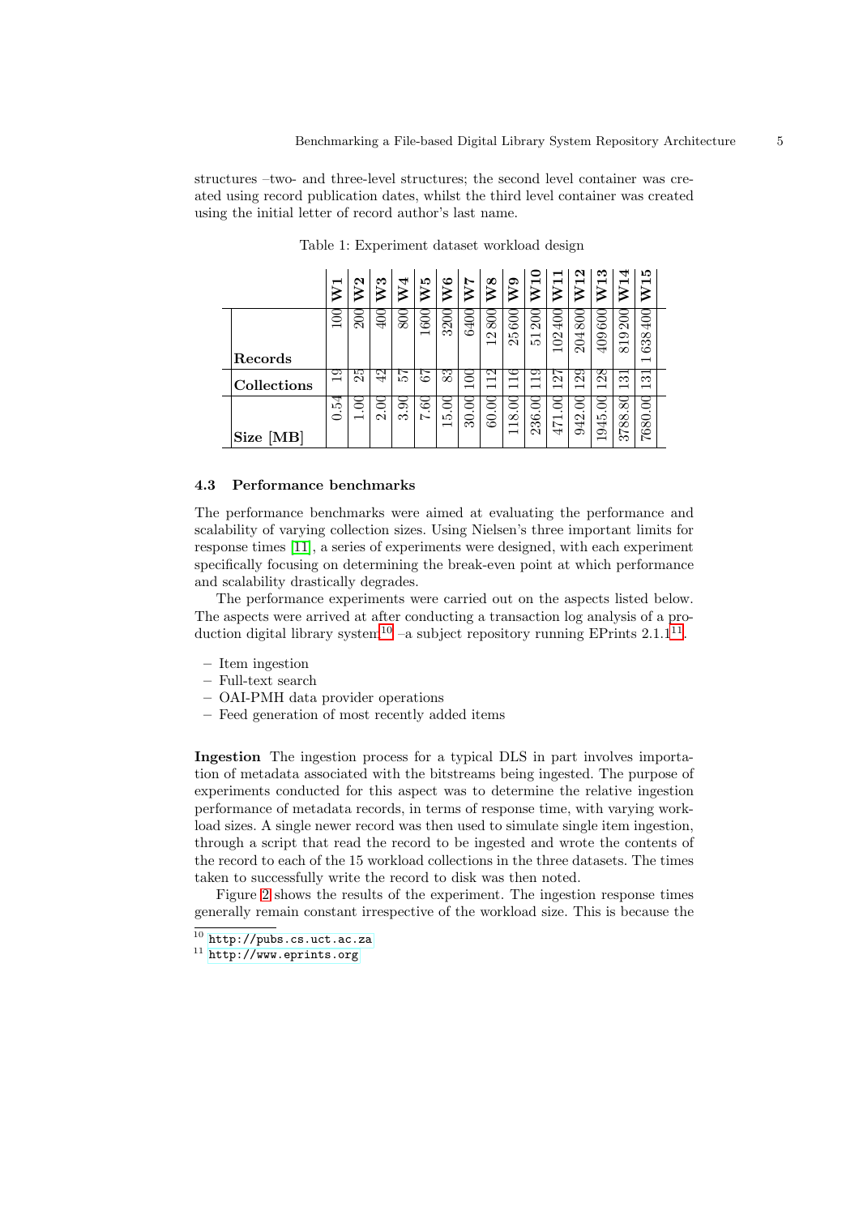structures –two- and three-level structures; the second level container was created using record publication dates, whilst the third level container was created using the initial letter of record author's last name.

Table 1: Experiment dataset workload design

| | **W1** | **W2** | **W3** | **W4** | **W5** | **W6** | **W7** | **W8** | **W9** | **W10** | **W11** | **W12** | **W13** | **W14** | **W15** |
|---|---|---|---|---|---|---|---|---|---|---|---|---|---|---|---|
| **Records** | 100 | 200 | 400 | 800 | 1600 | 3200 | 6400 | 12 800 | 25600 | 51 200 | 102 400 | 204800 | 409600 | 819200 | 1 638 400 |
| **Collections** | 19 | 25 | 42 | 57 | 67 | 83 | 100 | 112 | 116 | 119 | 127 | 129 | 128 | 131 | 131 |
| **Size [MB]** | 0.54 | 1.00 | 2.00 | 3.90 | 7.60 | 15.00 | 30.00 | 60.00 | 118.00 | 236.00 | 471.00 | 942.00 | 1945.00 | 3788.80 | 7680.00 |

### 4.3 Performance benchmarks

The performance benchmarks were aimed at evaluating the performance and scalability of varying collection sizes. Using Nielsen's three important limits for response times [11], a series of experiments were designed, with each experiment specifically focusing on determining the break-even point at which performance and scalability drastically degrades.

The performance experiments were carried out on the aspects listed below. The aspects were arrived at after conducting a transaction log analysis of a production digital library system[10] –a subject repository running EPrints 2.1.1[11].

- Item ingestion
- Full-text search
- OAI-PMH data provider operations
- Feed generation of most recently added items

**Ingestion** The ingestion process for a typical DLS in part involves importation of metadata associated with the bitstreams being ingested. The purpose of experiments conducted for this aspect was to determine the relative ingestion performance of metadata records, in terms of response time, with varying workload sizes. A single newer record was then used to simulate single item ingestion, through a script that read the record to be ingested and wrote the contents of the record to each of the 15 workload collections in the three datasets. The times taken to successfully write the record to disk was then noted.

Figure 2 shows the results of the experiment. The ingestion response times generally remain constant irrespective of the workload size. This is because the

[10] http://pubs.cs.uct.ac.za

[11] http://www.eprints.org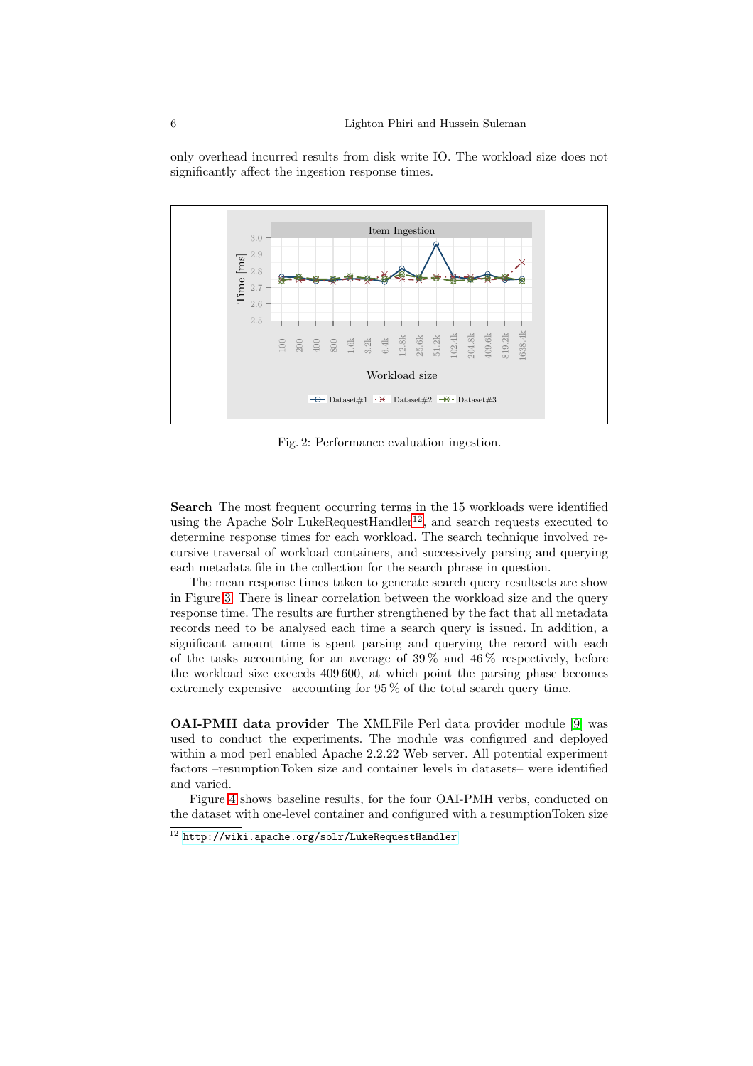only overhead incurred results from disk write IO. The workload size does not significantly affect the ingestion response times.

Fig. 2: Performance evaluation ingestion.

**Search** The most frequent occurring terms in the 15 workloads were identified using the Apache Solr LukeRequestHandler[12], and search requests executed to determine response times for each workload. The search technique involved recursive traversal of workload containers, and successively parsing and querying each metadata file in the collection for the search phrase in question.

The mean response times taken to generate search query resultsets are show in Figure 3. There is linear correlation between the workload size and the query response time. The results are further strengthened by the fact that all metadata records need to be analysed each time a search query is issued. In addition, a significant amount time is spent parsing and querying the record with each of the tasks accounting for an average of 39 % and 46 % respectively, before the workload size exceeds 409 600, at which point the parsing phase becomes extremely expensive –accounting for 95 % of the total search query time.

**OAI-PMH data provider** The XMLFile Perl data provider module [9] was used to conduct the experiments. The module was configured and deployed within a mod_perl enabled Apache 2.2.22 Web server. All potential experiment factors –resumptionToken size and container levels in datasets– were identified and varied.

Figure 4 shows baseline results, for the four OAI-PMH verbs, conducted on the dataset with one-level container and configured with a resumptionToken size

[12] http://wiki.apache.org/solr/LukeRequestHandler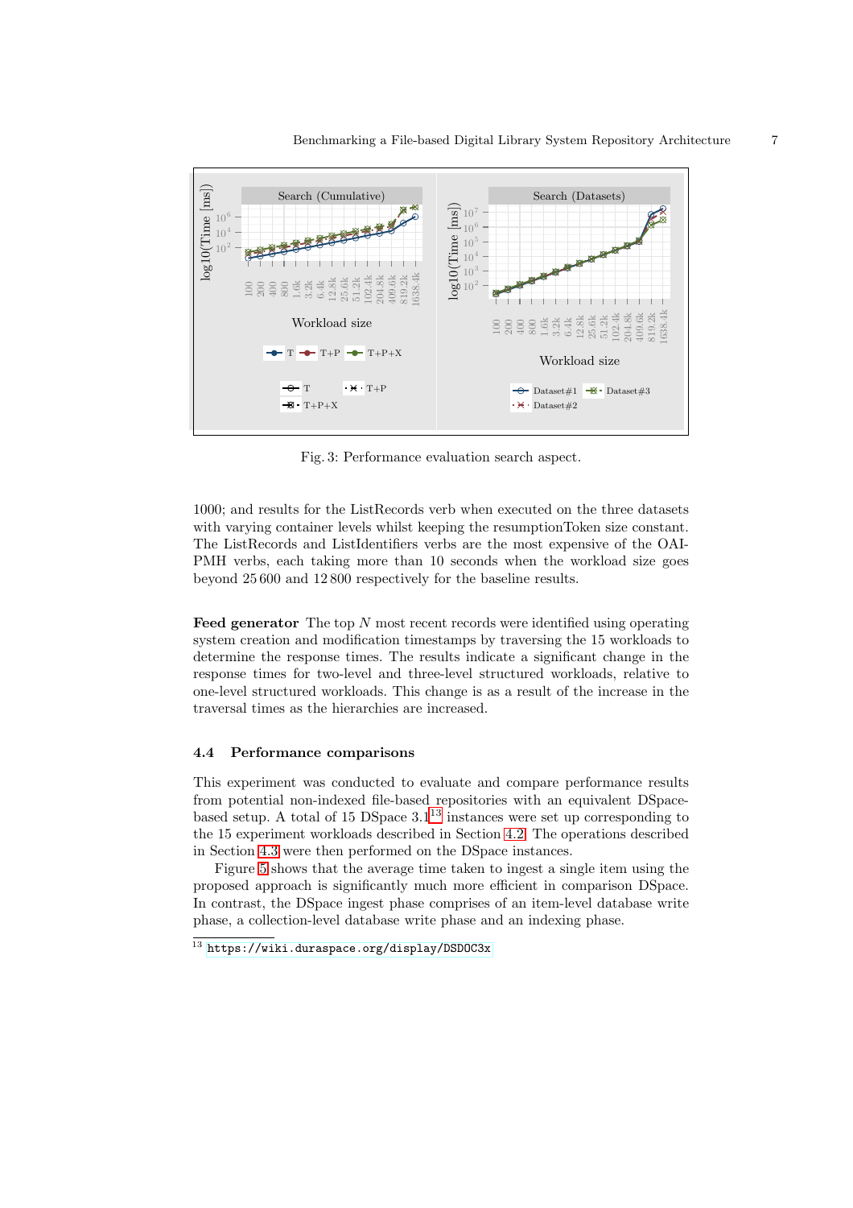Fig. 3: Performance evaluation search aspect.

1000; and results for the ListRecords verb when executed on the three datasets with varying container levels whilst keeping the resumptionToken size constant. The ListRecords and ListIdentifiers verbs are the most expensive of the OAI-PMH verbs, each taking more than 10 seconds when the workload size goes beyond 25 600 and 12 800 respectively for the baseline results.

**Feed generator** The top $N$ most recent records were identified using operating system creation and modification timestamps by traversing the 15 workloads to determine the response times. The results indicate a significant change in the response times for two-level and three-level structured workloads, relative to one-level structured workloads. This change is as a result of the increase in the traversal times as the hierarchies are increased.

### 4.4 Performance comparisons

This experiment was conducted to evaluate and compare performance results from potential non-indexed file-based repositories with an equivalent DSpace-based setup. A total of 15 DSpace 3.1[13] instances were set up corresponding to the 15 experiment workloads described in Section 4.2. The operations described in Section 4.3 were then performed on the DSpace instances.

Figure 5 shows that the average time taken to ingest a single item using the proposed approach is significantly much more efficient in comparison DSpace. In contrast, the DSpace ingest phase comprises of an item-level database write phase, a collection-level database write phase and an indexing phase.

[13] https://wiki.duraspace.org/display/DSDOC3x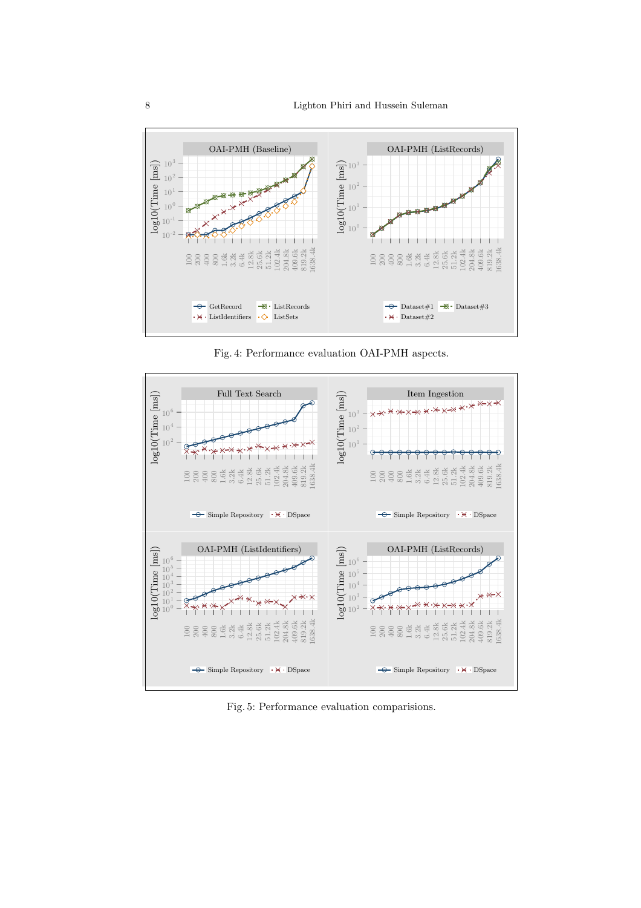Fig. 4: Performance evaluation OAI-PMH aspects.

Fig. 5: Performance evaluation comparisions.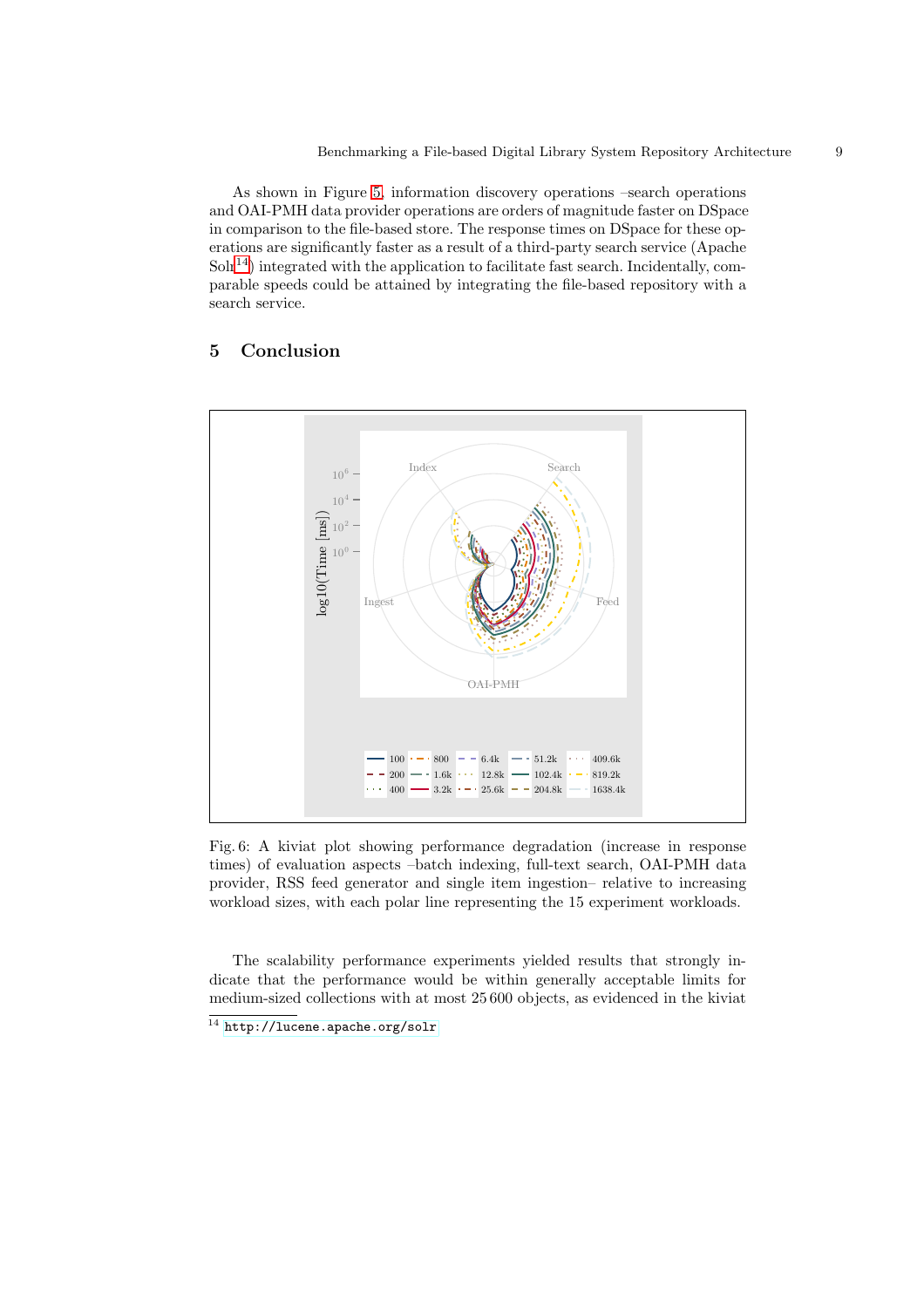As shown in Figure 5, information discovery operations –search operations and OAI-PMH data provider operations are orders of magnitude faster on DSpace in comparison to the file-based store. The response times on DSpace for these operations are significantly faster as a result of a third-party search service (Apache Solr[14]) integrated with the application to facilitate fast search. Incidentally, comparable speeds could be attained by integrating the file-based repository with a search service.

## 5 Conclusion

Fig. 6: A kiviat plot showing performance degradation (increase in response times) of evaluation aspects –batch indexing, full-text search, OAI-PMH data provider, RSS feed generator and single item ingestion– relative to increasing workload sizes, with each polar line representing the 15 experiment workloads.

The scalability performance experiments yielded results that strongly indicate that the performance would be within generally acceptable limits for medium-sized collections with at most 25 600 objects, as evidenced in the kiviat

[14] http://lucene.apache.org/solr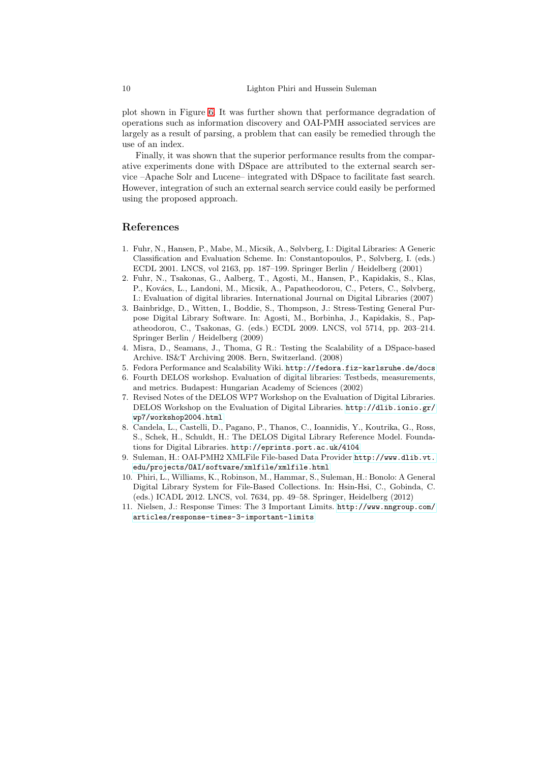plot shown in Figure 6. It was further shown that performance degradation of operations such as information discovery and OAI-PMH associated services are largely as a result of parsing, a problem that can easily be remedied through the use of an index.

Finally, it was shown that the superior performance results from the comparative experiments done with DSpace are attributed to the external search service –Apache Solr and Lucene– integrated with DSpace to facilitate fast search. However, integration of such an external search service could easily be performed using the proposed approach.

## References

1. Fuhr, N., Hansen, P., Mabe, M., Micsik, A., Sølvberg, I.: Digital Libraries: A Generic Classification and Evaluation Scheme. In: Constantopoulos, P., Sølvberg, I. (eds.) ECDL 2001. LNCS, vol 2163, pp. 187–199. Springer Berlin / Heidelberg (2001)
2. Fuhr, N., Tsakonas, G., Aalberg, T., Agosti, M., Hansen, P., Kapidakis, S., Klas, P., Kovács, L., Landoni, M., Micsik, A., Papatheodorou, C., Peters, C., Sølvberg, I.: Evaluation of digital libraries. International Journal on Digital Libraries (2007)
3. Bainbridge, D., Witten, I., Boddie, S., Thompson, J.: Stress-Testing General Purpose Digital Library Software. In: Agosti, M., Borbinha, J., Kapidakis, S., Papatheodorou, C., Tsakonas, G. (eds.) ECDL 2009. LNCS, vol 5714, pp. 203–214. Springer Berlin / Heidelberg (2009)
4. Misra, D., Seamans, J., Thoma, G R.: Testing the Scalability of a DSpace-based Archive. IS&T Archiving 2008. Bern, Switzerland. (2008)
5. Fedora Performance and Scalability Wiki. http://fedora.fiz-karlsruhe.de/docs
6. Fourth DELOS workshop. Evaluation of digital libraries: Testbeds, measurements, and metrics. Budapest: Hungarian Academy of Sciences (2002)
7. Revised Notes of the DELOS WP7 Workshop on the Evaluation of Digital Libraries. DELOS Workshop on the Evaluation of Digital Libraries. http://dlib.ionio.gr/wp7/workshop2004.html
8. Candela, L., Castelli, D., Pagano, P., Thanos, C., Ioannidis, Y., Koutrika, G., Ross, S., Schek, H., Schuldt, H.: The DELOS Digital Library Reference Model. Foundations for Digital Libraries. http://eprints.port.ac.uk/4104
9. Suleman, H.: OAI-PMH2 XMLFile File-based Data Provider http://www.dlib.vt.edu/projects/OAI/software/xmlfile/xmlfile.html
10. Phiri, L., Williams, K., Robinson, M., Hammar, S., Suleman, H.: Bonolo: A General Digital Library System for File-Based Collections. In: Hsin-Hsi, C., Gobinda, C. (eds.) ICADL 2012. LNCS, vol. 7634, pp. 49–58. Springer, Heidelberg (2012)
11. Nielsen, J.: Response Times: The 3 Important Limits. http://www.nngroup.com/articles/response-times-3-important-limits